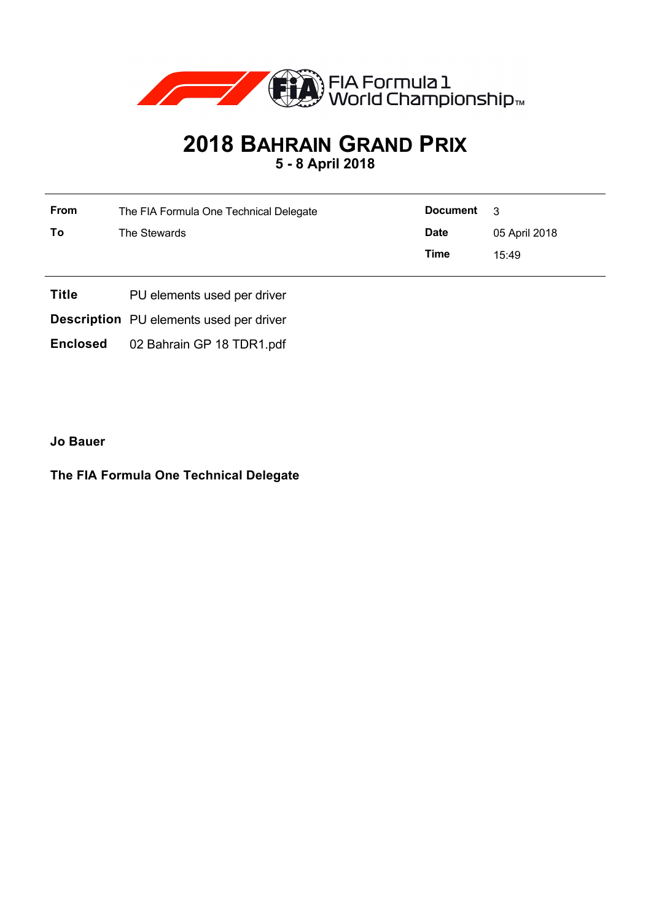FIA Formula 1 World Championship™

# 2018 BAHRAIN GRAND PRIX

**5 - 8 April 2018**

| | | | |
|---|---|---|---|
| **From** | The FIA Formula One Technical Delegate | **Document** | 3 |
| **To** | The Stewards | **Date** | 05 April 2018 |
| | | **Time** | 15:49 |

**Title** PU elements used per driver

**Description** PU elements used per driver

**Enclosed** 02 Bahrain GP 18 TDR1.pdf

**Jo Bauer**

**The FIA Formula One Technical Delegate**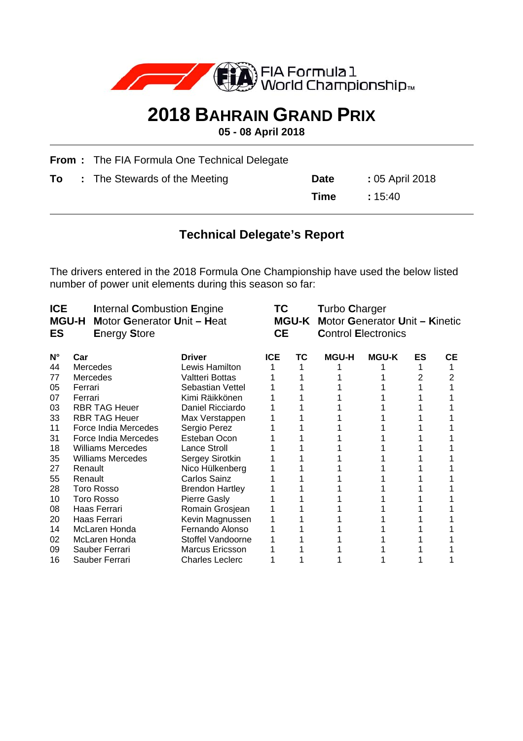FIA Formula 1 World Championship™

# 2018 BAHRAIN GRAND PRIX

**05 - 08 April 2018**

**From :** The FIA Formula One Technical Delegate

**To :** The Stewards of the Meeting

**Date** : 05 April 2018

**Time** : 15:40

## Technical Delegate's Report

The drivers entered in the 2018 Formula One Championship have used the below listed number of power unit elements during this season so far:

**ICE** **I**nternal **C**ombustion **E**ngine
**MGU-H** **M**otor **G**enerator **U**nit **– Heat**
**ES** **E**nergy **S**tore
**TC** **T**urbo **C**harger
**MGU-K** **M**otor **G**enerator **U**nit **– K**inetic
**CE** **C**ontrol **E**lectronics

| N° | Car | Driver | ICE | TC | MGU-H | MGU-K | ES | CE |
|---|---|---|---|---|---|---|---|---|
| 44 | Mercedes | Lewis Hamilton | 1 | 1 | 1 | 1 | 1 | 1 |
| 77 | Mercedes | Valtteri Bottas | 1 | 1 | 1 | 1 | 2 | 2 |
| 05 | Ferrari | Sebastian Vettel | 1 | 1 | 1 | 1 | 1 | 1 |
| 07 | Ferrari | Kimi Räikkönen | 1 | 1 | 1 | 1 | 1 | 1 |
| 03 | RBR TAG Heuer | Daniel Ricciardo | 1 | 1 | 1 | 1 | 1 | 1 |
| 33 | RBR TAG Heuer | Max Verstappen | 1 | 1 | 1 | 1 | 1 | 1 |
| 11 | Force India Mercedes | Sergio Perez | 1 | 1 | 1 | 1 | 1 | 1 |
| 31 | Force India Mercedes | Esteban Ocon | 1 | 1 | 1 | 1 | 1 | 1 |
| 18 | Williams Mercedes | Lance Stroll | 1 | 1 | 1 | 1 | 1 | 1 |
| 35 | Williams Mercedes | Sergey Sirotkin | 1 | 1 | 1 | 1 | 1 | 1 |
| 27 | Renault | Nico Hülkenberg | 1 | 1 | 1 | 1 | 1 | 1 |
| 55 | Renault | Carlos Sainz | 1 | 1 | 1 | 1 | 1 | 1 |
| 28 | Toro Rosso | Brendon Hartley | 1 | 1 | 1 | 1 | 1 | 1 |
| 10 | Toro Rosso | Pierre Gasly | 1 | 1 | 1 | 1 | 1 | 1 |
| 08 | Haas Ferrari | Romain Grosjean | 1 | 1 | 1 | 1 | 1 | 1 |
| 20 | Haas Ferrari | Kevin Magnussen | 1 | 1 | 1 | 1 | 1 | 1 |
| 14 | McLaren Honda | Fernando Alonso | 1 | 1 | 1 | 1 | 1 | 1 |
| 02 | McLaren Honda | Stoffel Vandoorne | 1 | 1 | 1 | 1 | 1 | 1 |
| 09 | Sauber Ferrari | Marcus Ericsson | 1 | 1 | 1 | 1 | 1 | 1 |
| 16 | Sauber Ferrari | Charles Leclerc | 1 | 1 | 1 | 1 | 1 | 1 |